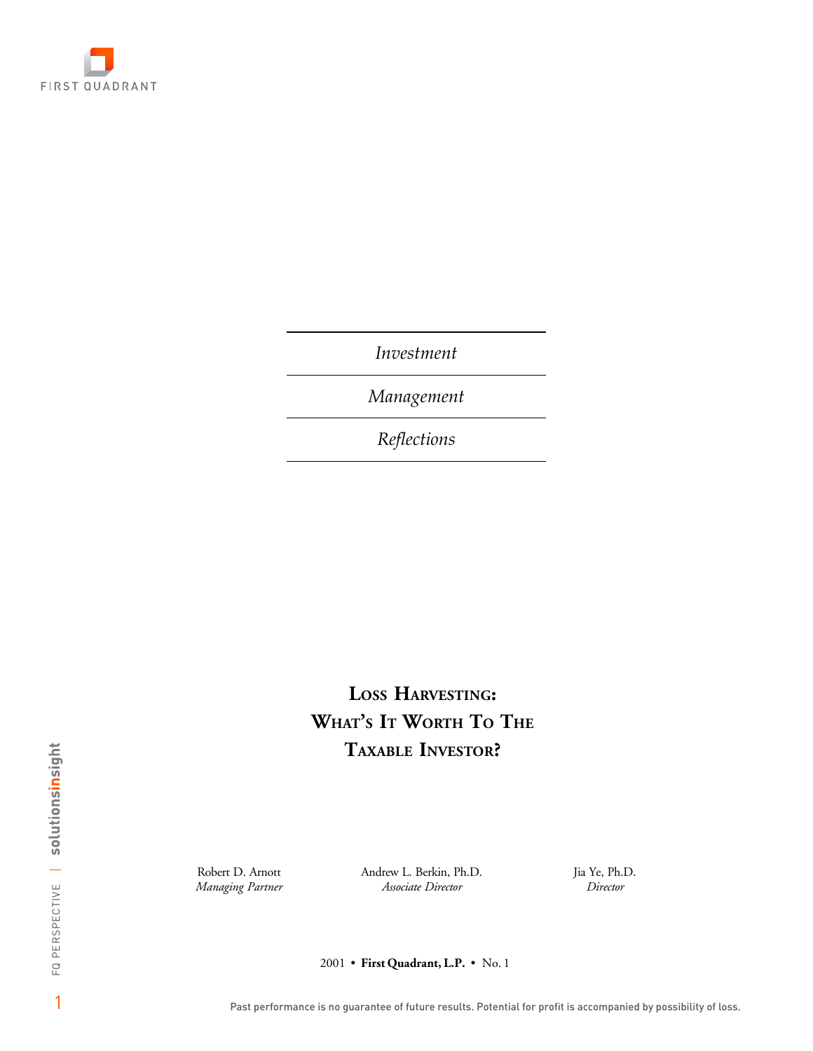FIRST QUADRANT

*Investment*

*Management*

*Reflections*

# Loss Harvesting: What's It Worth To The Taxable Investor?

Robert D. Arnott
*Managing Partner*

Andrew L. Berkin, Ph.D.
*Associate Director*

Jia Ye, Ph.D.
*Director*

2001 • **First Quadrant, L.P.** • No. 1

FQ PERSPECTIVE | solutionsinsight

Past performance is no guarantee of future results. Potential for profit is accompanied by possibility of loss.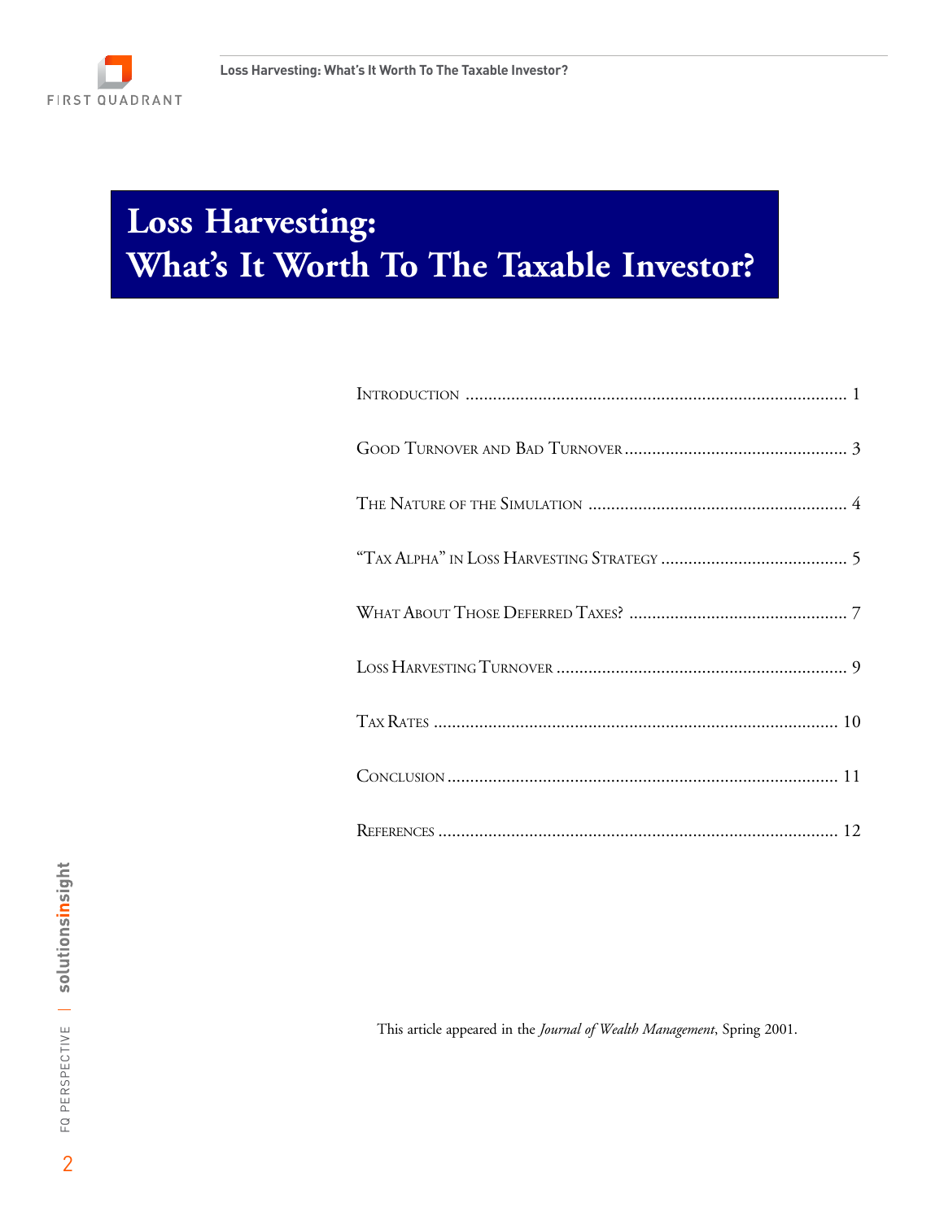# Loss Harvesting: What's It Worth To The Taxable Investor?

Introduction ........................................................................................ 1

Good Turnover and Bad Turnover ..................................................... 3

The Nature of the Simulation .......................................................... 4

"Tax Alpha" in Loss Harvesting Strategy .......................................... 5

What About Those Deferred Taxes? ................................................. 7

Loss Harvesting Turnover ................................................................. 9

Tax Rates ......................................................................................... 10

Conclusion ....................................................................................... 11

References ........................................................................................ 12

This article appeared in the *Journal of Wealth Management*, Spring 2001.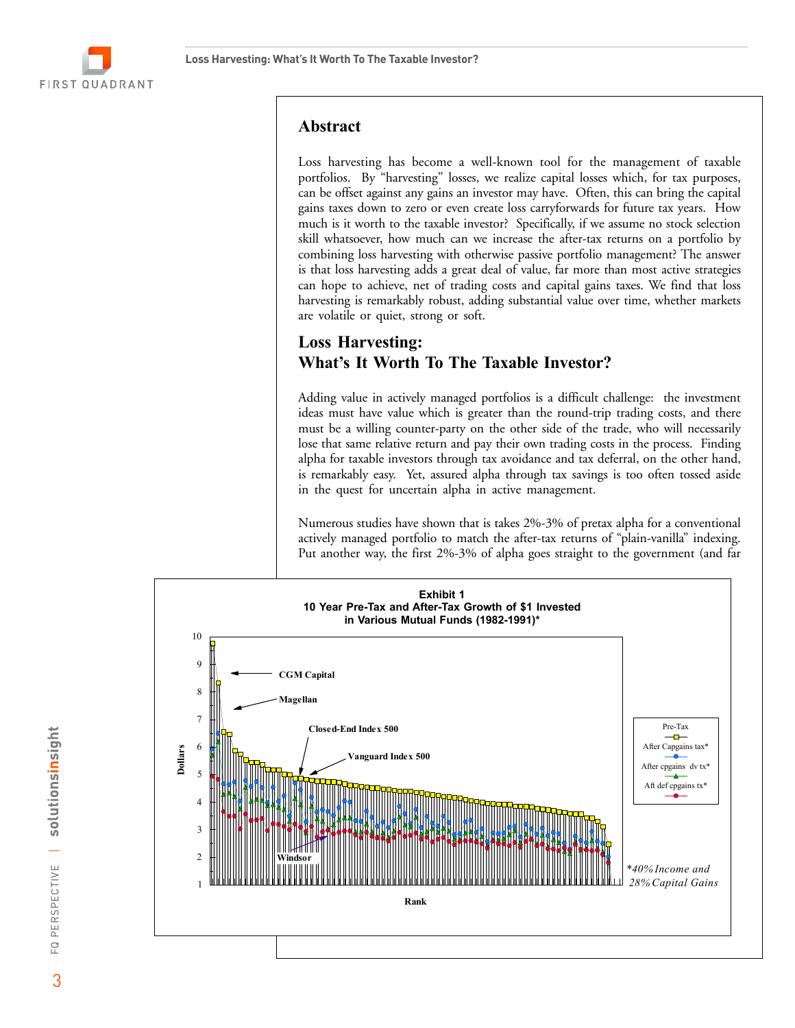## Abstract

Loss harvesting has become a well-known tool for the management of taxable portfolios. By "harvesting" losses, we realize capital losses which, for tax purposes, can be offset against any gains an investor may have. Often, this can bring the capital gains taxes down to zero or even create loss carryforwards for future tax years. How much is it worth to the taxable investor? Specifically, if we assume no stock selection skill whatsoever, how much can we increase the after-tax returns on a portfolio by combining loss harvesting with otherwise passive portfolio management? The answer is that loss harvesting adds a great deal of value, far more than most active strategies can hope to achieve, net of trading costs and capital gains taxes. We find that loss harvesting is remarkably robust, adding substantial value over time, whether markets are volatile or quiet, strong or soft.

## Loss Harvesting: What's It Worth To The Taxable Investor?

Adding value in actively managed portfolios is a difficult challenge: the investment ideas must have value which is greater than the round-trip trading costs, and there must be a willing counter-party on the other side of the trade, who will necessarily lose that same relative return and pay their own trading costs in the process. Finding alpha for taxable investors through tax avoidance and tax deferral, on the other hand, is remarkably easy. Yet, assured alpha through tax savings is too often tossed aside in the quest for uncertain alpha in active management.

Numerous studies have shown that is takes 2%-3% of pretax alpha for a conventional actively managed portfolio to match the after-tax returns of "plain-vanilla" indexing. Put another way, the first 2%-3% of alpha goes straight to the government (and far

**Exhibit 1**
**10 Year Pre-Tax and After-Tax Growth of $1 Invested in Various Mutual Funds (1982-1991)***

*40% Income and 28% Capital Gains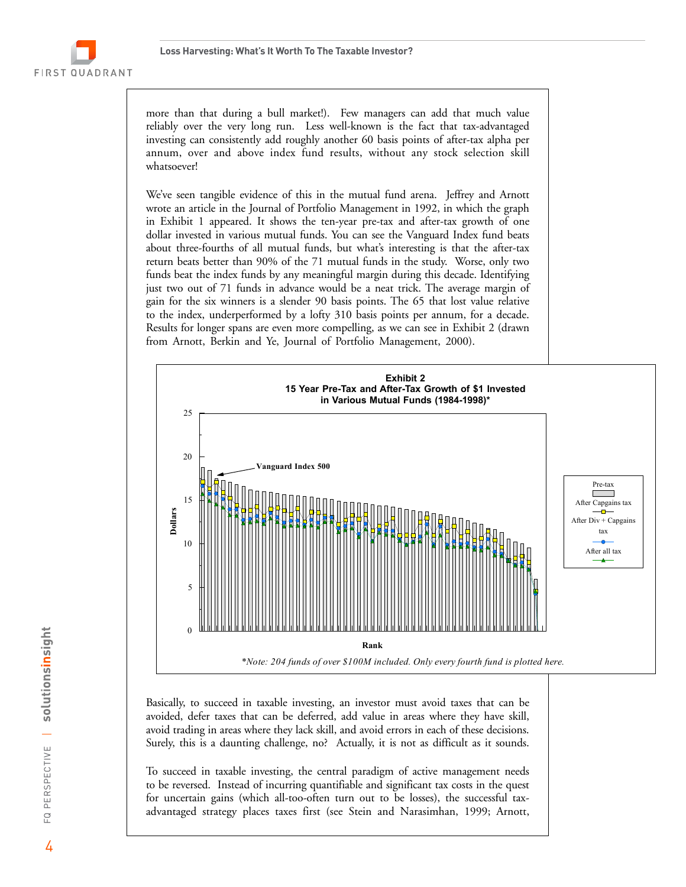more than that during a bull market!). Few managers can add that much value reliably over the very long run. Less well-known is the fact that tax-advantaged investing can consistently add roughly another 60 basis points of after-tax alpha per annum, over and above index fund results, without any stock selection skill whatsoever!

We've seen tangible evidence of this in the mutual fund arena. Jeffrey and Arnott wrote an article in the Journal of Portfolio Management in 1992, in which the graph in Exhibit 1 appeared. It shows the ten-year pre-tax and after-tax growth of one dollar invested in various mutual funds. You can see the Vanguard Index fund beats about three-fourths of all mutual funds, but what's interesting is that the after-tax return beats better than 90% of the 71 mutual funds in the study. Worse, only two funds beat the index funds by any meaningful margin during this decade. Identifying just two out of 71 funds in advance would be a neat trick. The average margin of gain for the six winners is a slender 90 basis points. The 65 that lost value relative to the index, underperformed by a lofty 310 basis points per annum, for a decade. Results for longer spans are even more compelling, as we can see in Exhibit 2 (drawn from Arnott, Berkin and Ye, Journal of Portfolio Management, 2000).

**Exhibit 2**
**15 Year Pre-Tax and After-Tax Growth of $1 Invested in Various Mutual Funds (1984-1998)***

*\*Note: 204 funds of over $100M included. Only every fourth fund is plotted here.*

Basically, to succeed in taxable investing, an investor must avoid taxes that can be avoided, defer taxes that can be deferred, add value in areas where they have skill, avoid trading in areas where they lack skill, and avoid errors in each of these decisions. Surely, this is a daunting challenge, no? Actually, it is not as difficult as it sounds.

To succeed in taxable investing, the central paradigm of active management needs to be reversed. Instead of incurring quantifiable and significant tax costs in the quest for uncertain gains (which all-too-often turn out to be losses), the successful tax-advantaged strategy places taxes first (see Stein and Narasimhan, 1999; Arnott,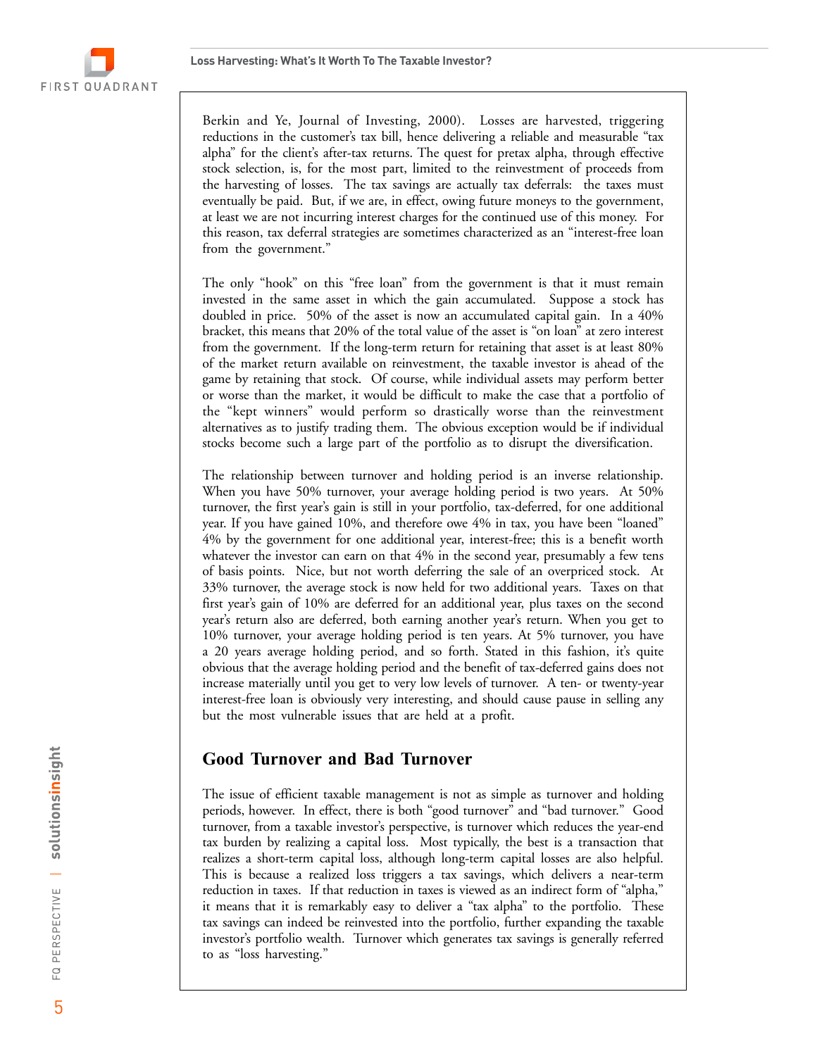Berkin and Ye, Journal of Investing, 2000). Losses are harvested, triggering reductions in the customer's tax bill, hence delivering a reliable and measurable "tax alpha" for the client's after-tax returns. The quest for pretax alpha, through effective stock selection, is, for the most part, limited to the reinvestment of proceeds from the harvesting of losses. The tax savings are actually tax deferrals: the taxes must eventually be paid. But, if we are, in effect, owing future moneys to the government, at least we are not incurring interest charges for the continued use of this money. For this reason, tax deferral strategies are sometimes characterized as an "interest-free loan from the government."

The only "hook" on this "free loan" from the government is that it must remain invested in the same asset in which the gain accumulated. Suppose a stock has doubled in price. 50% of the asset is now an accumulated capital gain. In a 40% bracket, this means that 20% of the total value of the asset is "on loan" at zero interest from the government. If the long-term return for retaining that asset is at least 80% of the market return available on reinvestment, the taxable investor is ahead of the game by retaining that stock. Of course, while individual assets may perform better or worse than the market, it would be difficult to make the case that a portfolio of the "kept winners" would perform so drastically worse than the reinvestment alternatives as to justify trading them. The obvious exception would be if individual stocks become such a large part of the portfolio as to disrupt the diversification.

The relationship between turnover and holding period is an inverse relationship. When you have 50% turnover, your average holding period is two years. At 50% turnover, the first year's gain is still in your portfolio, tax-deferred, for one additional year. If you have gained 10%, and therefore owe 4% in tax, you have been "loaned" 4% by the government for one additional year, interest-free; this is a benefit worth whatever the investor can earn on that 4% in the second year, presumably a few tens of basis points. Nice, but not worth deferring the sale of an overpriced stock. At 33% turnover, the average stock is now held for two additional years. Taxes on that first year's gain of 10% are deferred for an additional year, plus taxes on the second year's return also are deferred, both earning another year's return. When you get to 10% turnover, your average holding period is ten years. At 5% turnover, you have a 20 years average holding period, and so forth. Stated in this fashion, it's quite obvious that the average holding period and the benefit of tax-deferred gains does not increase materially until you get to very low levels of turnover. A ten- or twenty-year interest-free loan is obviously very interesting, and should cause pause in selling any but the most vulnerable issues that are held at a profit.

## Good Turnover and Bad Turnover

The issue of efficient taxable management is not as simple as turnover and holding periods, however. In effect, there is both "good turnover" and "bad turnover." Good turnover, from a taxable investor's perspective, is turnover which reduces the year-end tax burden by realizing a capital loss. Most typically, the best is a transaction that realizes a short-term capital loss, although long-term capital losses are also helpful. This is because a realized loss triggers a tax savings, which delivers a near-term reduction in taxes. If that reduction in taxes is viewed as an indirect form of "alpha," it means that it is remarkably easy to deliver a "tax alpha" to the portfolio. These tax savings can indeed be reinvested into the portfolio, further expanding the taxable investor's portfolio wealth. Turnover which generates tax savings is generally referred to as "loss harvesting."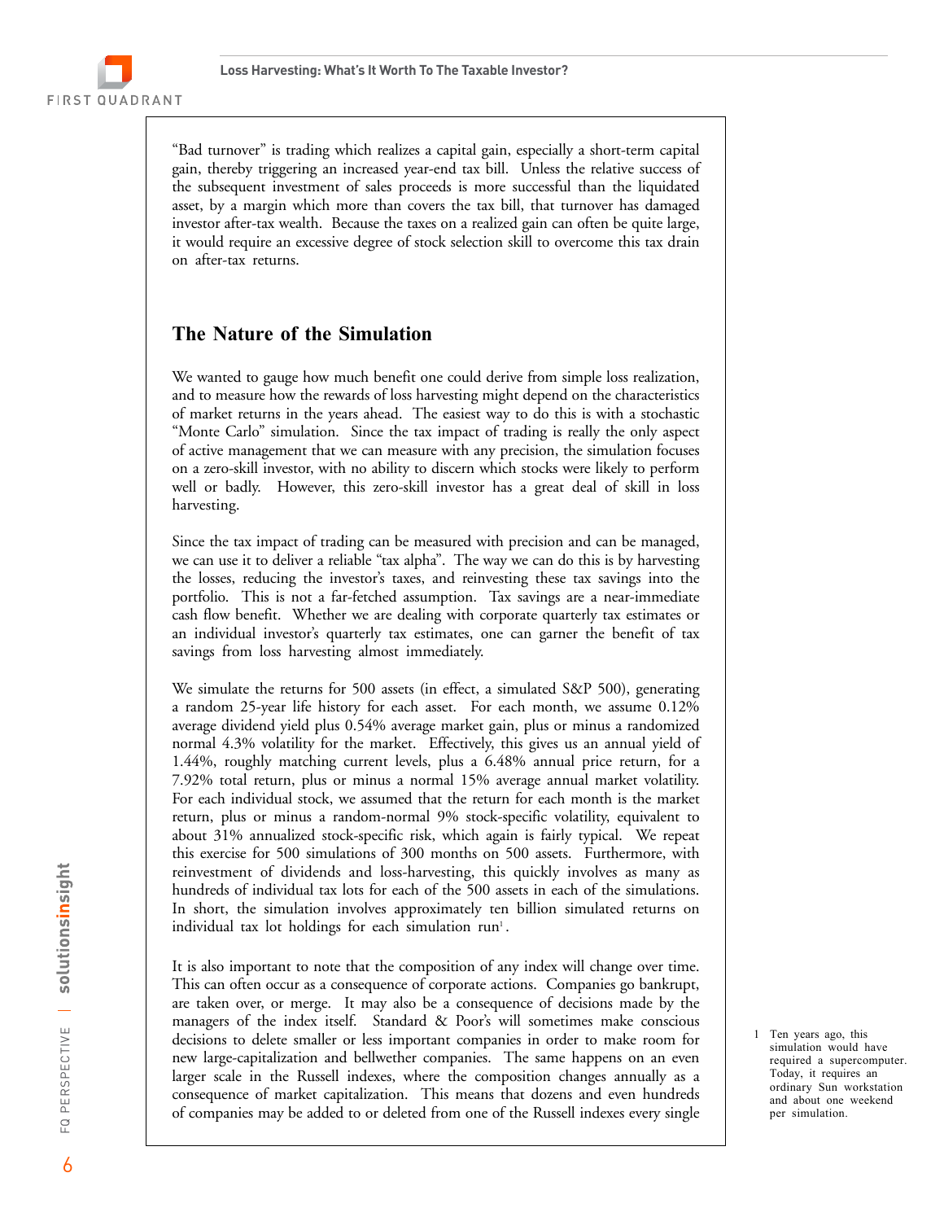"Bad turnover" is trading which realizes a capital gain, especially a short-term capital gain, thereby triggering an increased year-end tax bill. Unless the relative success of the subsequent investment of sales proceeds is more successful than the liquidated asset, by a margin which more than covers the tax bill, that turnover has damaged investor after-tax wealth. Because the taxes on a realized gain can often be quite large, it would require an excessive degree of stock selection skill to overcome this tax drain on after-tax returns.

## The Nature of the Simulation

We wanted to gauge how much benefit one could derive from simple loss realization, and to measure how the rewards of loss harvesting might depend on the characteristics of market returns in the years ahead. The easiest way to do this is with a stochastic "Monte Carlo" simulation. Since the tax impact of trading is really the only aspect of active management that we can measure with any precision, the simulation focuses on a zero-skill investor, with no ability to discern which stocks were likely to perform well or badly. However, this zero-skill investor has a great deal of skill in loss harvesting.

Since the tax impact of trading can be measured with precision and can be managed, we can use it to deliver a reliable "tax alpha". The way we can do this is by harvesting the losses, reducing the investor's taxes, and reinvesting these tax savings into the portfolio. This is not a far-fetched assumption. Tax savings are a near-immediate cash flow benefit. Whether we are dealing with corporate quarterly tax estimates or an individual investor's quarterly tax estimates, one can garner the benefit of tax savings from loss harvesting almost immediately.

We simulate the returns for 500 assets (in effect, a simulated S&P 500), generating a random 25-year life history for each asset. For each month, we assume 0.12% average dividend yield plus 0.54% average market gain, plus or minus a randomized normal 4.3% volatility for the market. Effectively, this gives us an annual yield of 1.44%, roughly matching current levels, plus a 6.48% annual price return, for a 7.92% total return, plus or minus a normal 15% average annual market volatility. For each individual stock, we assumed that the return for each month is the market return, plus or minus a random-normal 9% stock-specific volatility, equivalent to about 31% annualized stock-specific risk, which again is fairly typical. We repeat this exercise for 500 simulations of 300 months on 500 assets. Furthermore, with reinvestment of dividends and loss-harvesting, this quickly involves as many as hundreds of individual tax lots for each of the 500 assets in each of the simulations. In short, the simulation involves approximately ten billion simulated returns on individual tax lot holdings for each simulation run[1].

It is also important to note that the composition of any index will change over time. This can often occur as a consequence of corporate actions. Companies go bankrupt, are taken over, or merge. It may also be a consequence of decisions made by the managers of the index itself. Standard & Poor's will sometimes make conscious decisions to delete smaller or less important companies in order to make room for new large-capitalization and bellwether companies. The same happens on an even larger scale in the Russell indexes, where the composition changes annually as a consequence of market capitalization. This means that dozens and even hundreds of companies may be added to or deleted from one of the Russell indexes every single

[1] Ten years ago, this simulation would have required a supercomputer. Today, it requires an ordinary Sun workstation and about one weekend per simulation.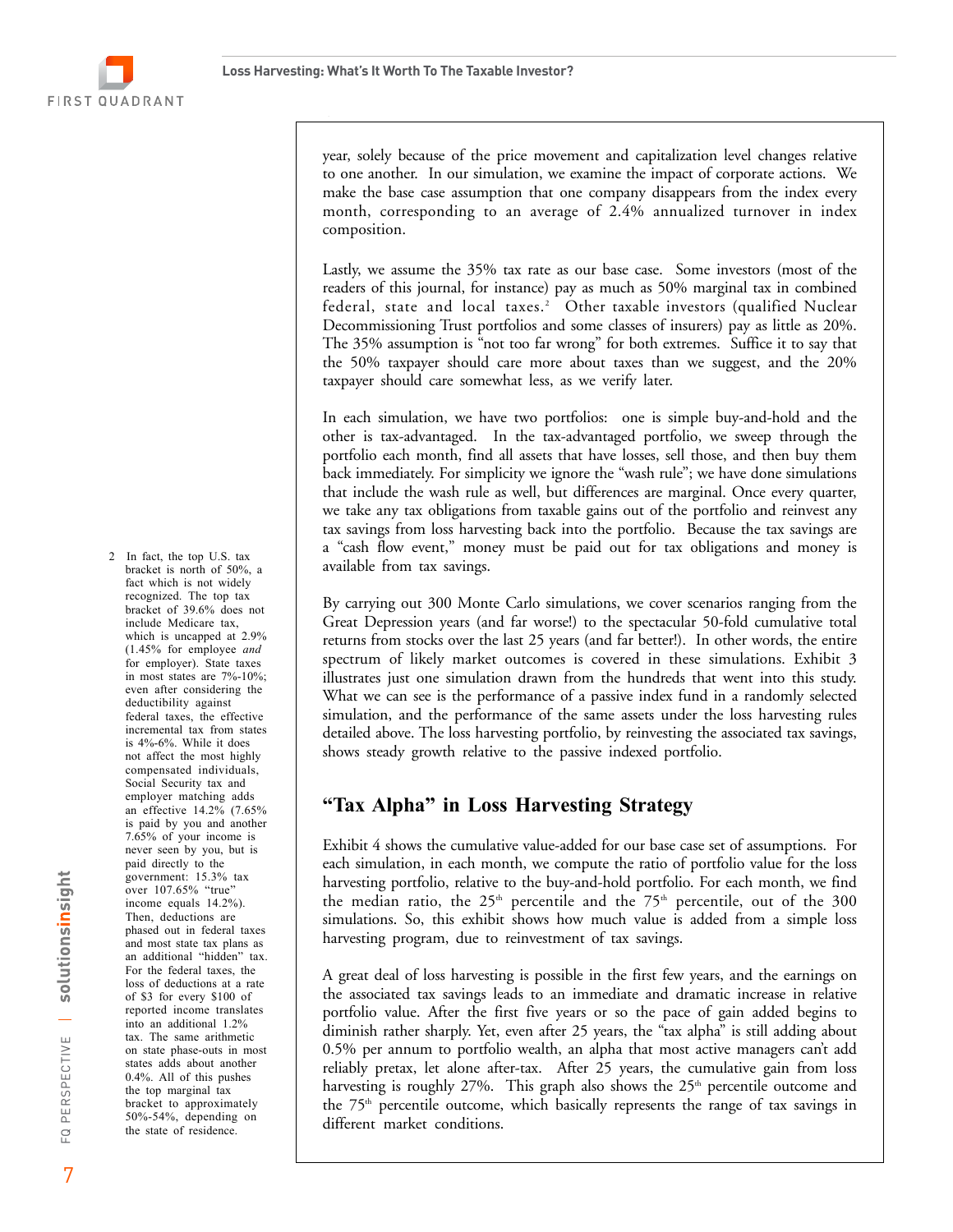year, solely because of the price movement and capitalization level changes relative to one another. In our simulation, we examine the impact of corporate actions. We make the base case assumption that one company disappears from the index every month, corresponding to an average of 2.4% annualized turnover in index composition.

Lastly, we assume the 35% tax rate as our base case. Some investors (most of the readers of this journal, for instance) pay as much as 50% marginal tax in combined federal, state and local taxes.[2] Other taxable investors (qualified Nuclear Decommissioning Trust portfolios and some classes of insurers) pay as little as 20%. The 35% assumption is "not too far wrong" for both extremes. Suffice it to say that the 50% taxpayer should care more about taxes than we suggest, and the 20% taxpayer should care somewhat less, as we verify later.

In each simulation, we have two portfolios: one is simple buy-and-hold and the other is tax-advantaged. In the tax-advantaged portfolio, we sweep through the portfolio each month, find all assets that have losses, sell those, and then buy them back immediately. For simplicity we ignore the "wash rule"; we have done simulations that include the wash rule as well, but differences are marginal. Once every quarter, we take any tax obligations from taxable gains out of the portfolio and reinvest any tax savings from loss harvesting back into the portfolio. Because the tax savings are a "cash flow event," money must be paid out for tax obligations and money is available from tax savings.

By carrying out 300 Monte Carlo simulations, we cover scenarios ranging from the Great Depression years (and far worse!) to the spectacular 50-fold cumulative total returns from stocks over the last 25 years (and far better!). In other words, the entire spectrum of likely market outcomes is covered in these simulations. Exhibit 3 illustrates just one simulation drawn from the hundreds that went into this study. What we can see is the performance of a passive index fund in a randomly selected simulation, and the performance of the same assets under the loss harvesting rules detailed above. The loss harvesting portfolio, by reinvesting the associated tax savings, shows steady growth relative to the passive indexed portfolio.

## "Tax Alpha" in Loss Harvesting Strategy

Exhibit 4 shows the cumulative value-added for our base case set of assumptions. For each simulation, in each month, we compute the ratio of portfolio value for the loss harvesting portfolio, relative to the buy-and-hold portfolio. For each month, we find the median ratio, the 25th percentile and the 75th percentile, out of the 300 simulations. So, this exhibit shows how much value is added from a simple loss harvesting program, due to reinvestment of tax savings.

A great deal of loss harvesting is possible in the first few years, and the earnings on the associated tax savings leads to an immediate and dramatic increase in relative portfolio value. After the first five years or so the pace of gain added begins to diminish rather sharply. Yet, even after 25 years, the "tax alpha" is still adding about 0.5% per annum to portfolio wealth, an alpha that most active managers can't add reliably pretax, let alone after-tax. After 25 years, the cumulative gain from loss harvesting is roughly 27%. This graph also shows the 25th percentile outcome and the 75th percentile outcome, which basically represents the range of tax savings in different market conditions.

---

2 In fact, the top U.S. tax bracket is north of 50%, a fact which is not widely recognized. The top tax bracket of 39.6% does not include Medicare tax, which is uncapped at 2.9% (1.45% for employee *and* for employer). State taxes in most states are 7%-10%; even after considering the deductibility against federal taxes, the effective incremental tax from states is 4%-6%. While it does not affect the most highly compensated individuals, Social Security tax and employer matching adds an effective 14.2% (7.65% is paid by you and another 7.65% of your income is never seen by you, but is paid directly to the government: 15.3% tax over 107.65% "true" income equals 14.2%). Then, deductions are phased out in federal taxes and most state tax plans as an additional "hidden" tax. For the federal taxes, the loss of deductions at a rate of $3 for every $100 of reported income translates into an additional 1.2% tax. The same arithmetic on state phase-outs in most states adds about another 0.4%. All of this pushes the top marginal tax bracket to approximately 50%-54%, depending on the state of residence.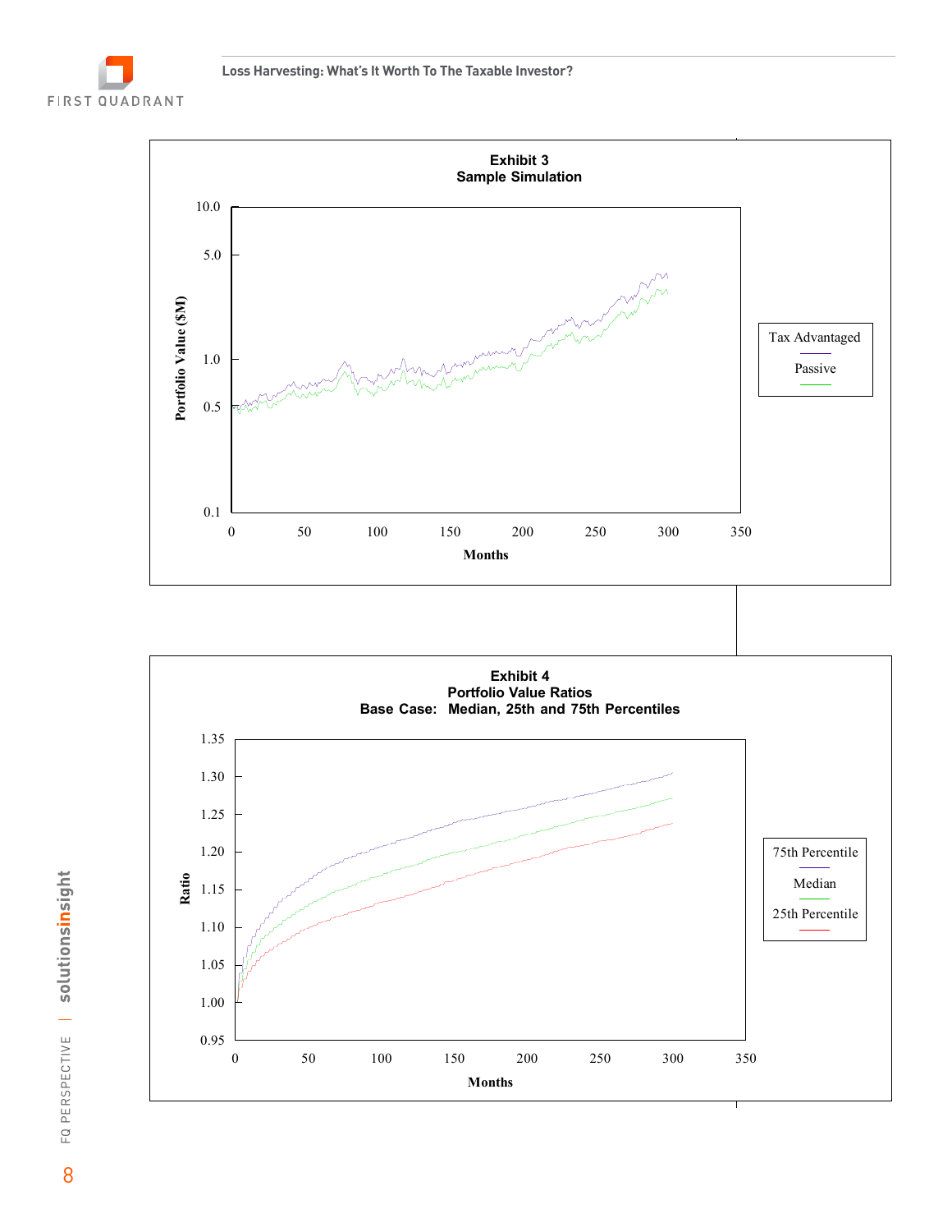**Exhibit 3**
**Sample Simulation**

Portfolio Value ($M)

Months

Tax Advantaged

Passive

**Exhibit 4**
**Portfolio Value Ratios**
**Base Case: Median, 25th and 75th Percentiles**

Ratio

Months

75th Percentile

Median

25th Percentile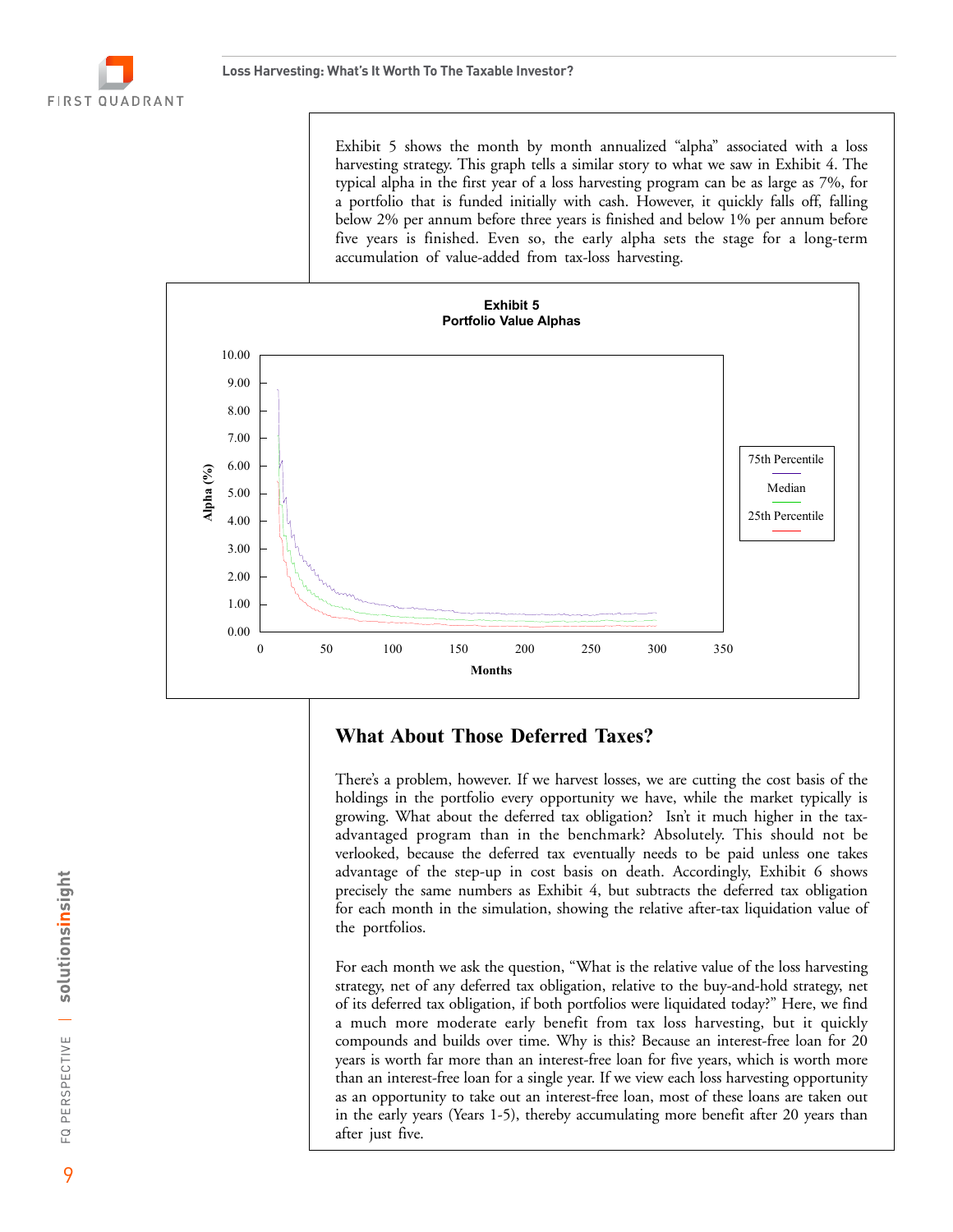Exhibit 5 shows the month by month annualized "alpha" associated with a loss harvesting strategy. This graph tells a similar story to what we saw in Exhibit 4. The typical alpha in the first year of a loss harvesting program can be as large as 7%, for a portfolio that is funded initially with cash. However, it quickly falls off, falling below 2% per annum before three years is finished and below 1% per annum before five years is finished. Even so, the early alpha sets the stage for a long-term accumulation of value-added from tax-loss harvesting.

**Exhibit 5**
**Portfolio Value Alphas**

## What About Those Deferred Taxes?

There's a problem, however. If we harvest losses, we are cutting the cost basis of the holdings in the portfolio every opportunity we have, while the market typically is growing. What about the deferred tax obligation? Isn't it much higher in the tax-advantaged program than in the benchmark? Absolutely. This should not be verlooked, because the deferred tax eventually needs to be paid unless one takes advantage of the step-up in cost basis on death. Accordingly, Exhibit 6 shows precisely the same numbers as Exhibit 4, but subtracts the deferred tax obligation for each month in the simulation, showing the relative after-tax liquidation value of the portfolios.

For each month we ask the question, "What is the relative value of the loss harvesting strategy, net of any deferred tax obligation, relative to the buy-and-hold strategy, net of its deferred tax obligation, if both portfolios were liquidated today?" Here, we find a much more moderate early benefit from tax loss harvesting, but it quickly compounds and builds over time. Why is this? Because an interest-free loan for 20 years is worth far more than an interest-free loan for five years, which is worth more than an interest-free loan for a single year. If we view each loss harvesting opportunity as an opportunity to take out an interest-free loan, most of these loans are taken out in the early years (Years 1-5), thereby accumulating more benefit after 20 years than after just five.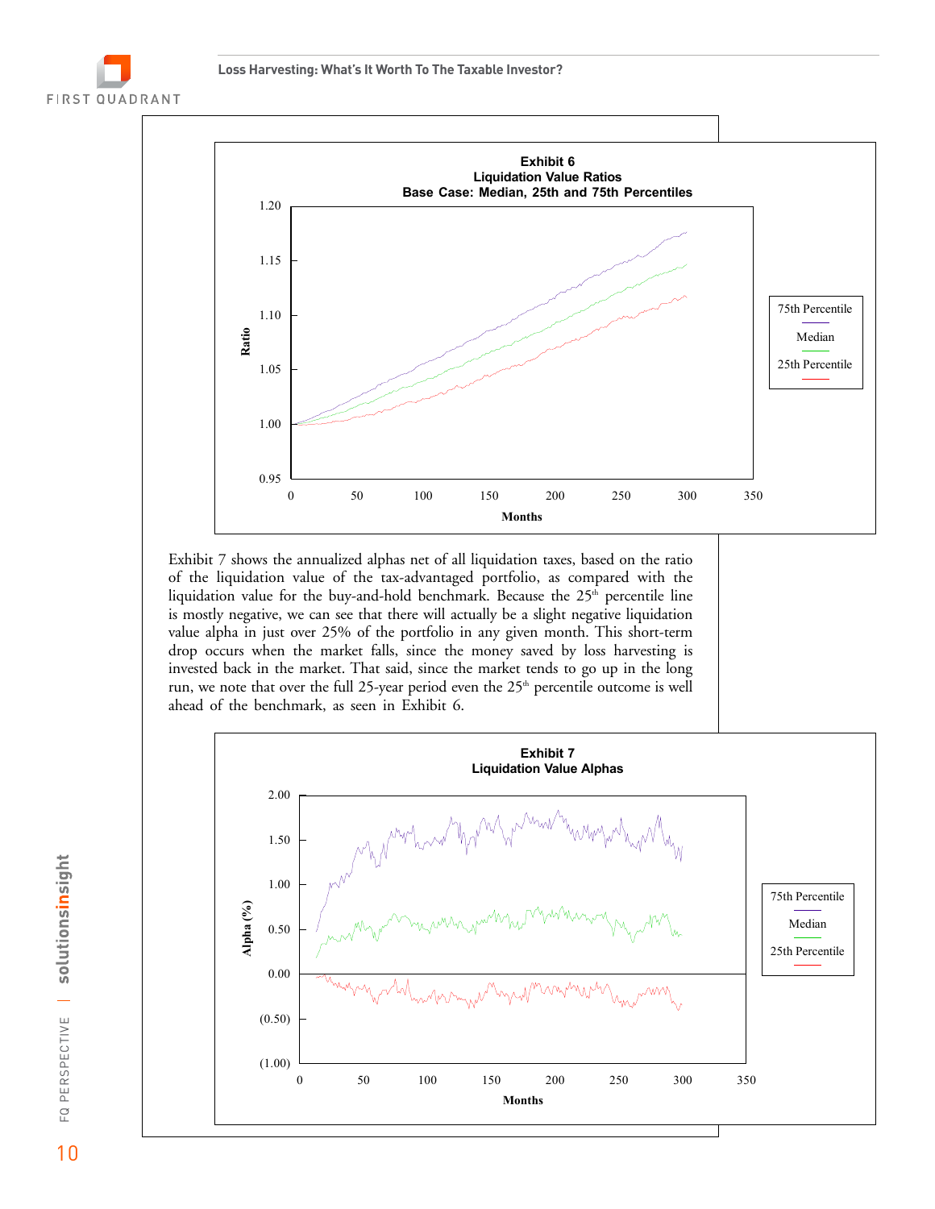**Exhibit 6**
**Liquidation Value Ratios**
**Base Case: Median, 25th and 75th Percentiles**

Exhibit 7 shows the annualized alphas net of all liquidation taxes, based on the ratio of the liquidation value of the tax-advantaged portfolio, as compared with the liquidation value for the buy-and-hold benchmark. Because the 25th percentile line is mostly negative, we can see that there will actually be a slight negative liquidation value alpha in just over 25% of the portfolio in any given month. This short-term drop occurs when the market falls, since the money saved by loss harvesting is invested back in the market. That said, since the market tends to go up in the long run, we note that over the full 25-year period even the 25th percentile outcome is well ahead of the benchmark, as seen in Exhibit 6.

**Exhibit 7**
**Liquidation Value Alphas**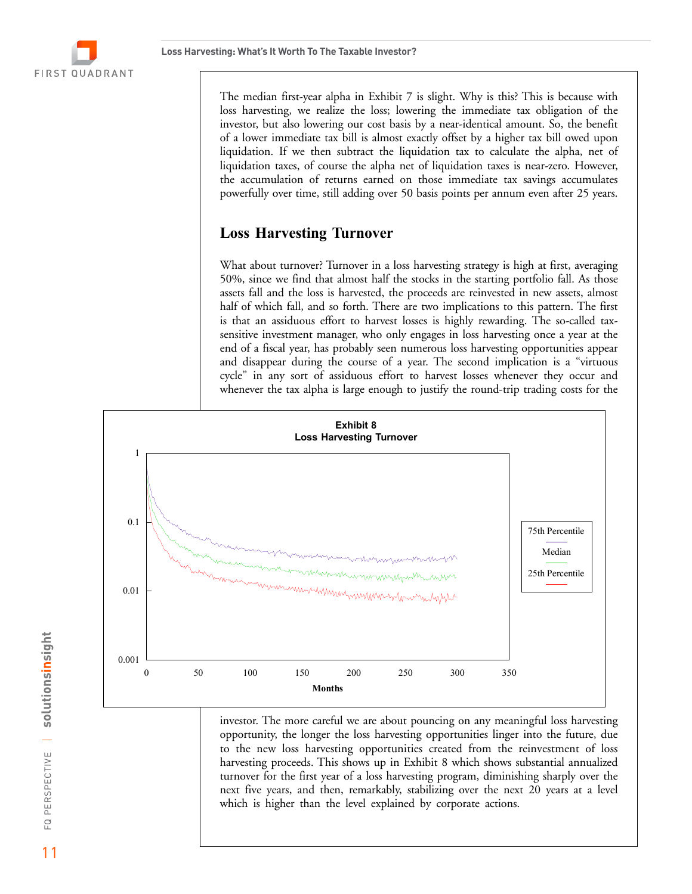The median first-year alpha in Exhibit 7 is slight. Why is this? This is because with loss harvesting, we realize the loss; lowering the immediate tax obligation of the investor, but also lowering our cost basis by a near-identical amount. So, the benefit of a lower immediate tax bill is almost exactly offset by a higher tax bill owed upon liquidation. If we then subtract the liquidation tax to calculate the alpha, net of liquidation taxes, of course the alpha net of liquidation taxes is near-zero. However, the accumulation of returns earned on those immediate tax savings accumulates powerfully over time, still adding over 50 basis points per annum even after 25 years.

## Loss Harvesting Turnover

What about turnover? Turnover in a loss harvesting strategy is high at first, averaging 50%, since we find that almost half the stocks in the starting portfolio fall. As those assets fall and the loss is harvested, the proceeds are reinvested in new assets, almost half of which fall, and so forth. There are two implications to this pattern. The first is that an assiduous effort to harvest losses is highly rewarding. The so-called tax-sensitive investment manager, who only engages in loss harvesting once a year at the end of a fiscal year, has probably seen numerous loss harvesting opportunities appear and disappear during the course of a year. The second implication is a "virtuous cycle" in any sort of assiduous effort to harvest losses whenever they occur and whenever the tax alpha is large enough to justify the round-trip trading costs for the investor. The more careful we are about pouncing on any meaningful loss harvesting opportunity, the longer the loss harvesting opportunities linger into the future, due to the new loss harvesting opportunities created from the reinvestment of loss harvesting proceeds. This shows up in Exhibit 8 which shows substantial annualized turnover for the first year of a loss harvesting program, diminishing sharply over the next five years, and then, remarkably, stabilizing over the next 20 years at a level which is higher than the level explained by corporate actions.

**Exhibit 8**
**Loss Harvesting Turnover**

(Chart: y-axis log scale 0.001 to 1; x-axis Months 0 to 350; series: 75th Percentile, Median, 25th Percentile)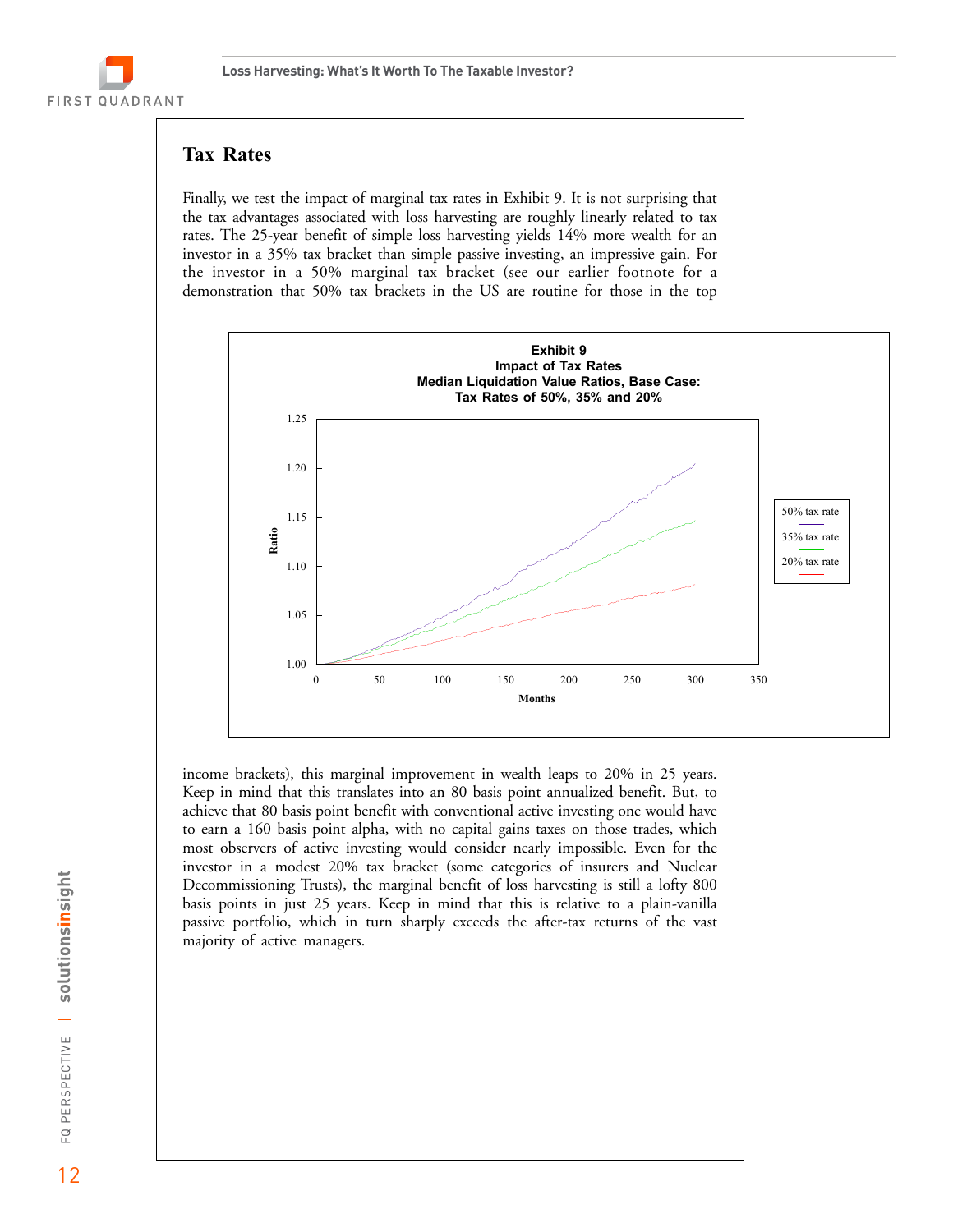## Tax Rates

Finally, we test the impact of marginal tax rates in Exhibit 9. It is not surprising that the tax advantages associated with loss harvesting are roughly linearly related to tax rates. The 25-year benefit of simple loss harvesting yields 14% more wealth for an investor in a 35% tax bracket than simple passive investing, an impressive gain. For the investor in a 50% marginal tax bracket (see our earlier footnote for a demonstration that 50% tax brackets in the US are routine for those in the top income brackets), this marginal improvement in wealth leaps to 20% in 25 years. Keep in mind that this translates into an 80 basis point annualized benefit. But, to achieve that 80 basis point benefit with conventional active investing one would have to earn a 160 basis point alpha, with no capital gains taxes on those trades, which most observers of active investing would consider nearly impossible. Even for the investor in a modest 20% tax bracket (some categories of insurers and Nuclear Decommissioning Trusts), the marginal benefit of loss harvesting is still a lofty 800 basis points in just 25 years. Keep in mind that this is relative to a plain-vanilla passive portfolio, which in turn sharply exceeds the after-tax returns of the vast majority of active managers.

**Exhibit 9**
**Impact of Tax Rates**
**Median Liquidation Value Ratios, Base Case:**
**Tax Rates of 50%, 35% and 20%**

[Line chart: Ratio (1.00–1.25) vs. Months (0–350). Legend: 50% tax rate, 35% tax rate, 20% tax rate. At 300 months: 50% ≈ 1.20, 35% ≈ 1.15, 20% ≈ 1.08.]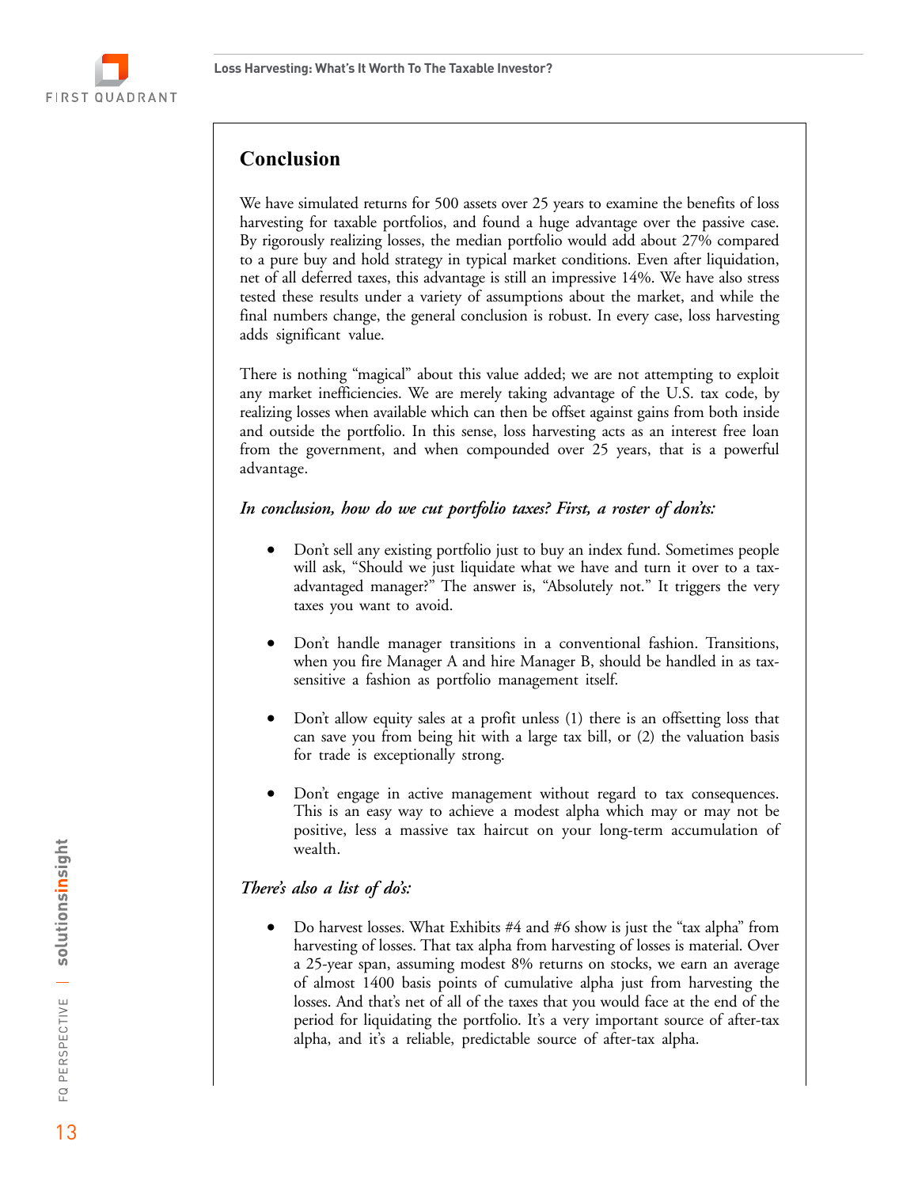## Conclusion

We have simulated returns for 500 assets over 25 years to examine the benefits of loss harvesting for taxable portfolios, and found a huge advantage over the passive case. By rigorously realizing losses, the median portfolio would add about 27% compared to a pure buy and hold strategy in typical market conditions. Even after liquidation, net of all deferred taxes, this advantage is still an impressive 14%. We have also stress tested these results under a variety of assumptions about the market, and while the final numbers change, the general conclusion is robust. In every case, loss harvesting adds significant value.

There is nothing "magical" about this value added; we are not attempting to exploit any market inefficiencies. We are merely taking advantage of the U.S. tax code, by realizing losses when available which can then be offset against gains from both inside and outside the portfolio. In this sense, loss harvesting acts as an interest free loan from the government, and when compounded over 25 years, that is a powerful advantage.

***In conclusion, how do we cut portfolio taxes? First, a roster of don'ts:***

- Don't sell any existing portfolio just to buy an index fund. Sometimes people will ask, "Should we just liquidate what we have and turn it over to a tax-advantaged manager?" The answer is, "Absolutely not." It triggers the very taxes you want to avoid.

- Don't handle manager transitions in a conventional fashion. Transitions, when you fire Manager A and hire Manager B, should be handled in as tax-sensitive a fashion as portfolio management itself.

- Don't allow equity sales at a profit unless (1) there is an offsetting loss that can save you from being hit with a large tax bill, or (2) the valuation basis for trade is exceptionally strong.

- Don't engage in active management without regard to tax consequences. This is an easy way to achieve a modest alpha which may or may not be positive, less a massive tax haircut on your long-term accumulation of wealth.

***There's also a list of do's:***

- Do harvest losses. What Exhibits #4 and #6 show is just the "tax alpha" from harvesting of losses. That tax alpha from harvesting of losses is material. Over a 25-year span, assuming modest 8% returns on stocks, we earn an average of almost 1400 basis points of cumulative alpha just from harvesting the losses. And that's net of all of the taxes that you would face at the end of the period for liquidating the portfolio. It's a very important source of after-tax alpha, and it's a reliable, predictable source of after-tax alpha.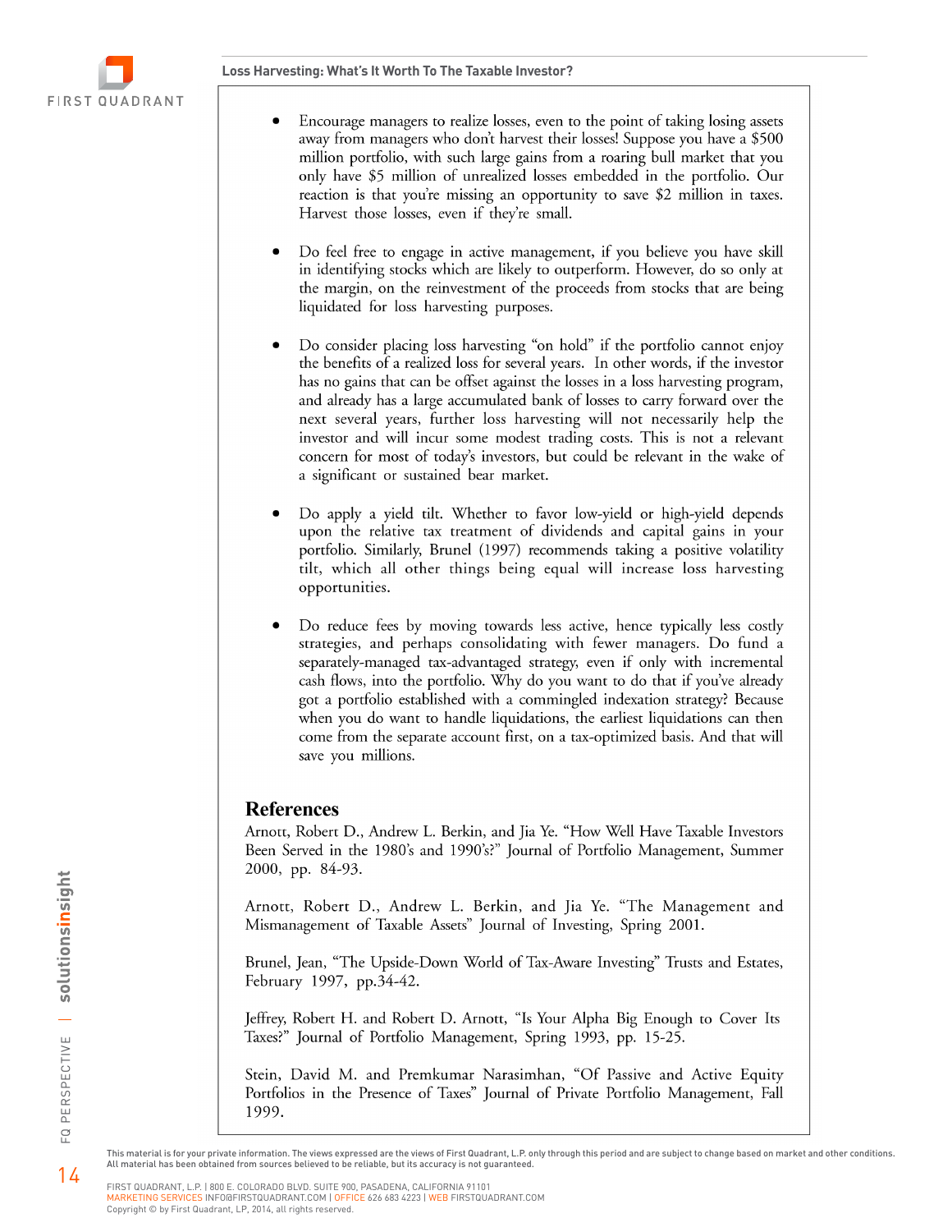- Encourage managers to realize losses, even to the point of taking losing assets away from managers who don't harvest their losses! Suppose you have a $500 million portfolio, with such large gains from a roaring bull market that you only have $5 million of unrealized losses embedded in the portfolio. Our reaction is that you're missing an opportunity to save $2 million in taxes. Harvest those losses, even if they're small.

- Do feel free to engage in active management, if you believe you have skill in identifying stocks which are likely to outperform. However, do so only at the margin, on the reinvestment of the proceeds from stocks that are being liquidated for loss harvesting purposes.

- Do consider placing loss harvesting "on hold" if the portfolio cannot enjoy the benefits of a realized loss for several years. In other words, if the investor has no gains that can be offset against the losses in a loss harvesting program, and already has a large accumulated bank of losses to carry forward over the next several years, further loss harvesting will not necessarily help the investor and will incur some modest trading costs. This is not a relevant concern for most of today's investors, but could be relevant in the wake of a significant or sustained bear market.

- Do apply a yield tilt. Whether to favor low-yield or high-yield depends upon the relative tax treatment of dividends and capital gains in your portfolio. Similarly, Brunel (1997) recommends taking a positive volatility tilt, which all other things being equal will increase loss harvesting opportunities.

- Do reduce fees by moving towards less active, hence typically less costly strategies, and perhaps consolidating with fewer managers. Do fund a separately-managed tax-advantaged strategy, even if only with incremental cash flows, into the portfolio. Why do you want to do that if you've already got a portfolio established with a commingled indexation strategy? Because when you do want to handle liquidations, the earliest liquidations can then come from the separate account first, on a tax-optimized basis. And that will save you millions.

## References

Arnott, Robert D., Andrew L. Berkin, and Jia Ye. "How Well Have Taxable Investors Been Served in the 1980's and 1990's?" Journal of Portfolio Management, Summer 2000, pp. 84-93.

Arnott, Robert D., Andrew L. Berkin, and Jia Ye. "The Management and Mismanagement of Taxable Assets" Journal of Investing, Spring 2001.

Brunel, Jean, "The Upside-Down World of Tax-Aware Investing" Trusts and Estates, February 1997, pp.34-42.

Jeffrey, Robert H. and Robert D. Arnott, "Is Your Alpha Big Enough to Cover Its Taxes?" Journal of Portfolio Management, Spring 1993, pp. 15-25.

Stein, David M. and Premkumar Narasimhan, "Of Passive and Active Equity Portfolios in the Presence of Taxes" Journal of Private Portfolio Management, Fall 1999.

This material is for your private information. The views expressed are the views of First Quadrant, L.P. only through this period and are subject to change based on market and other conditions. All material has been obtained from sources believed to be reliable, but its accuracy is not guaranteed.

FIRST QUADRANT, L.P. | 800 E. COLORADO BLVD. SUITE 900, PASADENA, CALIFORNIA 91101
MARKETING SERVICES INFO@FIRSTQUADRANT.COM | OFFICE 626 683 4223 | WEB FIRSTQUADRANT.COM
Copyright © by First Quadrant, LP, 2014, all rights reserved.